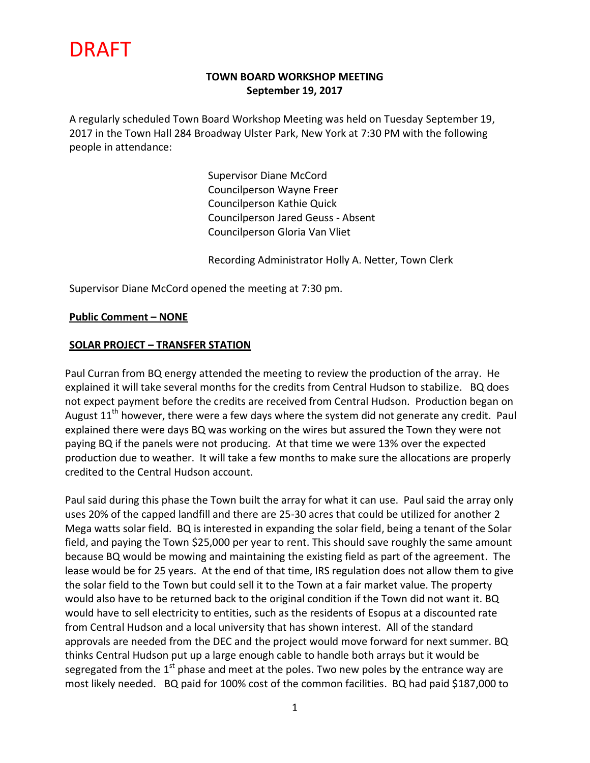DRAFT

**TOWN BOARD WORKSHOP MEETING**
**September 19, 2017**

A regularly scheduled Town Board Workshop Meeting was held on Tuesday September 19, 2017 in the Town Hall 284 Broadway Ulster Park, New York at 7:30 PM with the following people in attendance:

Supervisor Diane McCord
Councilperson Wayne Freer
Councilperson Kathie Quick
Councilperson Jared Geuss - Absent
Councilperson Gloria Van Vliet

Recording Administrator Holly A. Netter, Town Clerk

Supervisor Diane McCord opened the meeting at 7:30 pm.

**Public Comment – NONE**

**SOLAR PROJECT – TRANSFER STATION**

Paul Curran from BQ energy attended the meeting to review the production of the array. He explained it will take several months for the credits from Central Hudson to stabilize. BQ does not expect payment before the credits are received from Central Hudson. Production began on August 11th however, there were a few days where the system did not generate any credit. Paul explained there were days BQ was working on the wires but assured the Town they were not paying BQ if the panels were not producing. At that time we were 13% over the expected production due to weather. It will take a few months to make sure the allocations are properly credited to the Central Hudson account.

Paul said during this phase the Town built the array for what it can use. Paul said the array only uses 20% of the capped landfill and there are 25-30 acres that could be utilized for another 2 Mega watts solar field. BQ is interested in expanding the solar field, being a tenant of the Solar field, and paying the Town $25,000 per year to rent. This should save roughly the same amount because BQ would be mowing and maintaining the existing field as part of the agreement. The lease would be for 25 years. At the end of that time, IRS regulation does not allow them to give the solar field to the Town but could sell it to the Town at a fair market value. The property would also have to be returned back to the original condition if the Town did not want it. BQ would have to sell electricity to entities, such as the residents of Esopus at a discounted rate from Central Hudson and a local university that has shown interest. All of the standard approvals are needed from the DEC and the project would move forward for next summer. BQ thinks Central Hudson put up a large enough cable to handle both arrays but it would be segregated from the 1st phase and meet at the poles. Two new poles by the entrance way are most likely needed. BQ paid for 100% cost of the common facilities. BQ had paid $187,000 to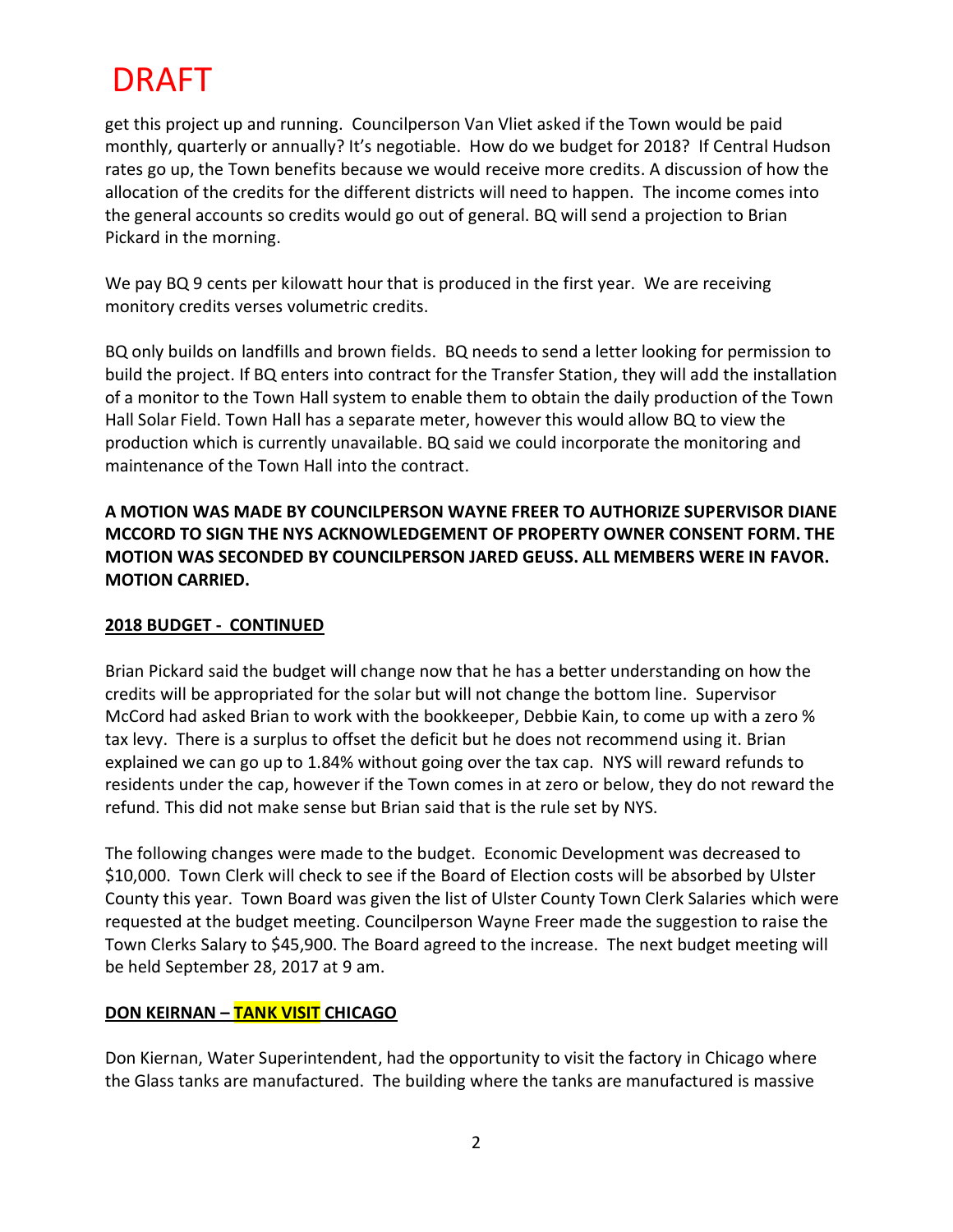# DRAFT

get this project up and running. Councilperson Van Vliet asked if the Town would be paid monthly, quarterly or annually? It's negotiable. How do we budget for 2018? If Central Hudson rates go up, the Town benefits because we would receive more credits. A discussion of how the allocation of the credits for the different districts will need to happen. The income comes into the general accounts so credits would go out of general. BQ will send a projection to Brian Pickard in the morning.

We pay BQ 9 cents per kilowatt hour that is produced in the first year. We are receiving monitory credits verses volumetric credits.

BQ only builds on landfills and brown fields. BQ needs to send a letter looking for permission to build the project. If BQ enters into contract for the Transfer Station, they will add the installation of a monitor to the Town Hall system to enable them to obtain the daily production of the Town Hall Solar Field. Town Hall has a separate meter, however this would allow BQ to view the production which is currently unavailable. BQ said we could incorporate the monitoring and maintenance of the Town Hall into the contract.

**A MOTION WAS MADE BY COUNCILPERSON WAYNE FREER TO AUTHORIZE SUPERVISOR DIANE MCCORD TO SIGN THE NYS ACKNOWLEDGEMENT OF PROPERTY OWNER CONSENT FORM. THE MOTION WAS SECONDED BY COUNCILPERSON JARED GEUSS. ALL MEMBERS WERE IN FAVOR. MOTION CARRIED.**

**2018 BUDGET - CONTINUED**

Brian Pickard said the budget will change now that he has a better understanding on how the credits will be appropriated for the solar but will not change the bottom line. Supervisor McCord had asked Brian to work with the bookkeeper, Debbie Kain, to come up with a zero % tax levy. There is a surplus to offset the deficit but he does not recommend using it. Brian explained we can go up to 1.84% without going over the tax cap. NYS will reward refunds to residents under the cap, however if the Town comes in at zero or below, they do not reward the refund. This did not make sense but Brian said that is the rule set by NYS.

The following changes were made to the budget. Economic Development was decreased to $10,000. Town Clerk will check to see if the Board of Election costs will be absorbed by Ulster County this year. Town Board was given the list of Ulster County Town Clerk Salaries which were requested at the budget meeting. Councilperson Wayne Freer made the suggestion to raise the Town Clerks Salary to $45,900. The Board agreed to the increase. The next budget meeting will be held September 28, 2017 at 9 am.

**DON KEIRNAN – TANK VISIT CHICAGO**

Don Kiernan, Water Superintendent, had the opportunity to visit the factory in Chicago where the Glass tanks are manufactured. The building where the tanks are manufactured is massive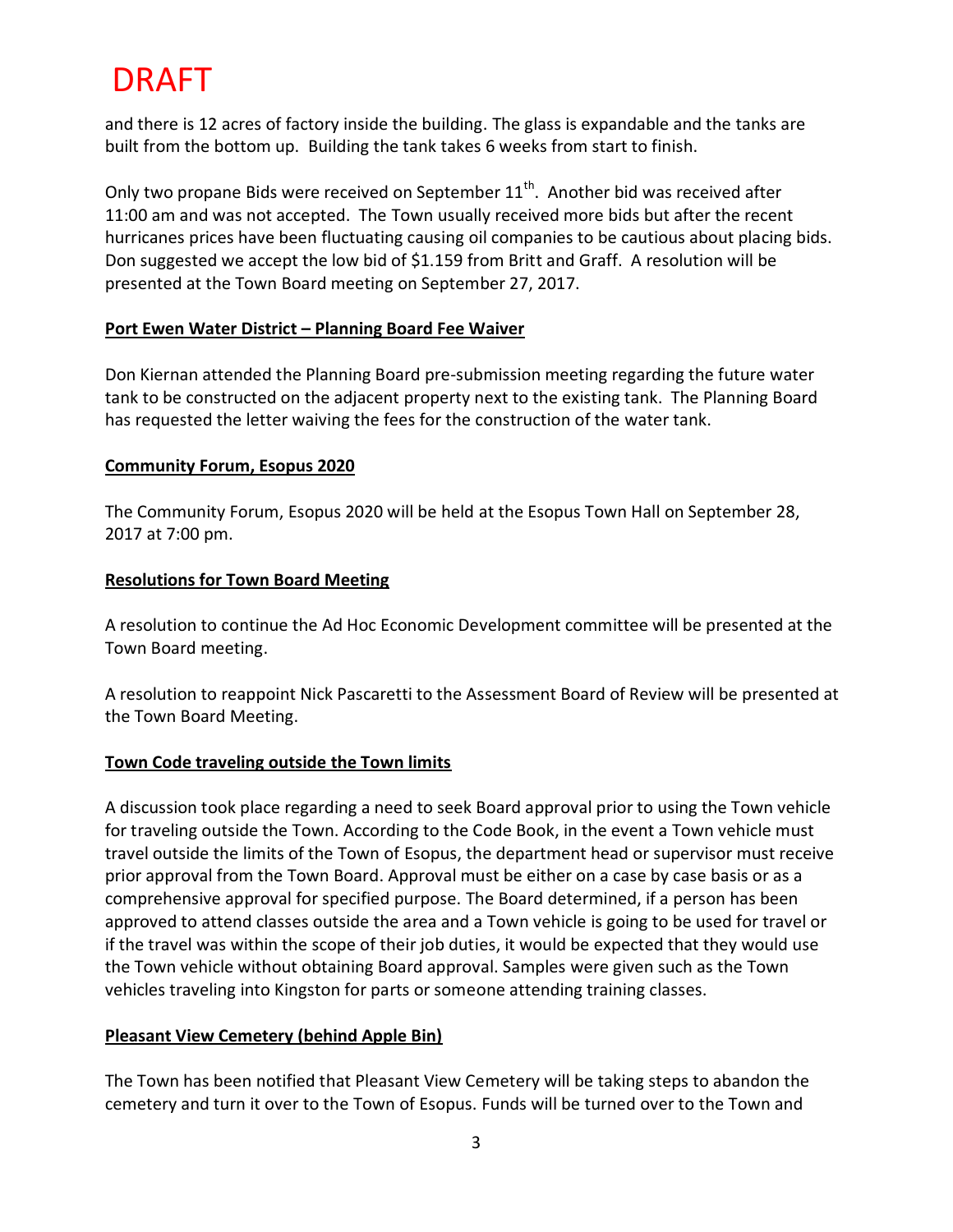DRAFT

and there is 12 acres of factory inside the building. The glass is expandable and the tanks are built from the bottom up. Building the tank takes 6 weeks from start to finish.

Only two propane Bids were received on September 11th. Another bid was received after 11:00 am and was not accepted. The Town usually received more bids but after the recent hurricanes prices have been fluctuating causing oil companies to be cautious about placing bids. Don suggested we accept the low bid of $1.159 from Britt and Graff. A resolution will be presented at the Town Board meeting on September 27, 2017.

**Port Ewen Water District – Planning Board Fee Waiver**

Don Kiernan attended the Planning Board pre-submission meeting regarding the future water tank to be constructed on the adjacent property next to the existing tank. The Planning Board has requested the letter waiving the fees for the construction of the water tank.

**Community Forum, Esopus 2020**

The Community Forum, Esopus 2020 will be held at the Esopus Town Hall on September 28, 2017 at 7:00 pm.

**Resolutions for Town Board Meeting**

A resolution to continue the Ad Hoc Economic Development committee will be presented at the Town Board meeting.

A resolution to reappoint Nick Pascaretti to the Assessment Board of Review will be presented at the Town Board Meeting.

**Town Code traveling outside the Town limits**

A discussion took place regarding a need to seek Board approval prior to using the Town vehicle for traveling outside the Town. According to the Code Book, in the event a Town vehicle must travel outside the limits of the Town of Esopus, the department head or supervisor must receive prior approval from the Town Board. Approval must be either on a case by case basis or as a comprehensive approval for specified purpose. The Board determined, if a person has been approved to attend classes outside the area and a Town vehicle is going to be used for travel or if the travel was within the scope of their job duties, it would be expected that they would use the Town vehicle without obtaining Board approval. Samples were given such as the Town vehicles traveling into Kingston for parts or someone attending training classes.

**Pleasant View Cemetery (behind Apple Bin)**

The Town has been notified that Pleasant View Cemetery will be taking steps to abandon the cemetery and turn it over to the Town of Esopus. Funds will be turned over to the Town and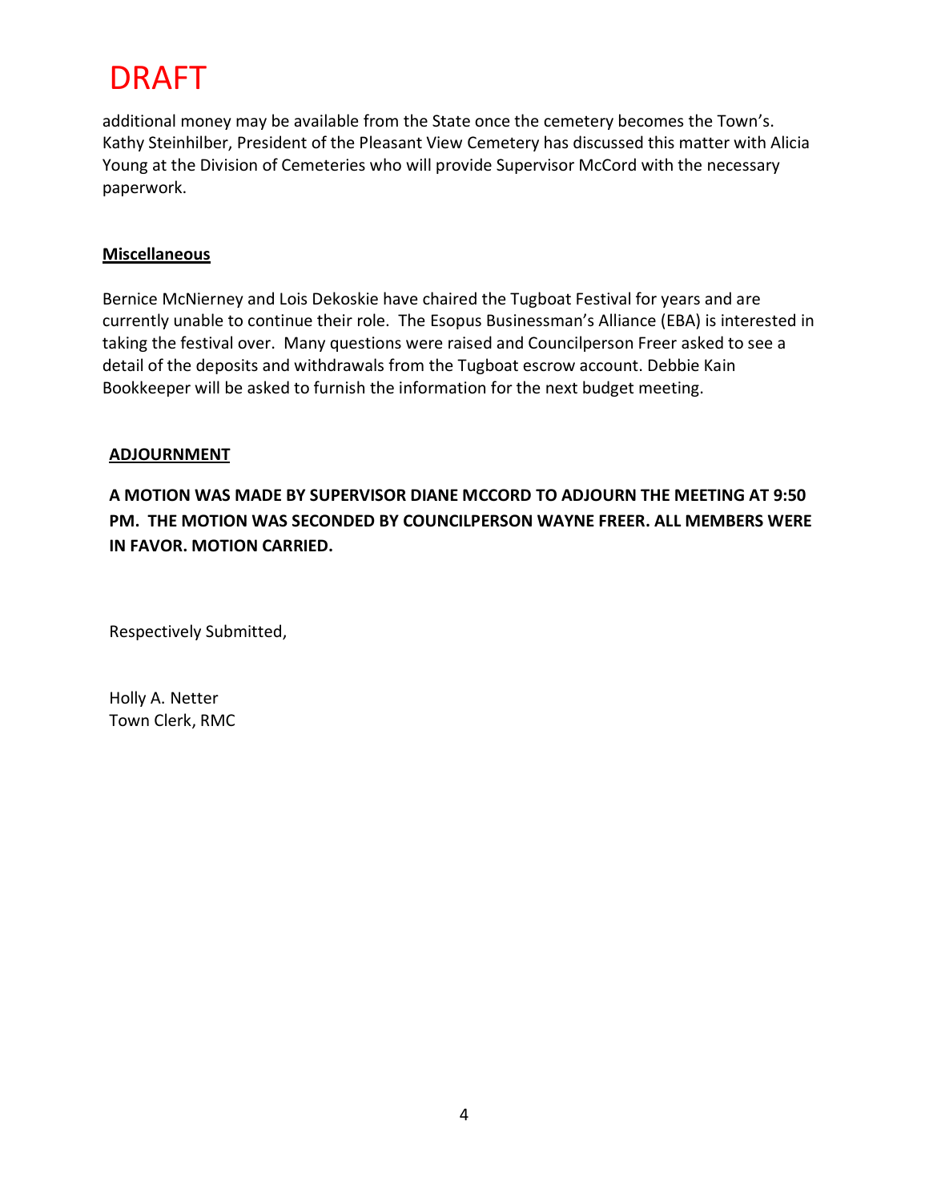DRAFT

additional money may be available from the State once the cemetery becomes the Town's. Kathy Steinhilber, President of the Pleasant View Cemetery has discussed this matter with Alicia Young at the Division of Cemeteries who will provide Supervisor McCord with the necessary paperwork.

**Miscellaneous**

Bernice McNierney and Lois Dekoskie have chaired the Tugboat Festival for years and are currently unable to continue their role. The Esopus Businessman's Alliance (EBA) is interested in taking the festival over. Many questions were raised and Councilperson Freer asked to see a detail of the deposits and withdrawals from the Tugboat escrow account. Debbie Kain Bookkeeper will be asked to furnish the information for the next budget meeting.

**ADJOURNMENT**

**A MOTION WAS MADE BY SUPERVISOR DIANE MCCORD TO ADJOURN THE MEETING AT 9:50 PM. THE MOTION WAS SECONDED BY COUNCILPERSON WAYNE FREER. ALL MEMBERS WERE IN FAVOR. MOTION CARRIED.**

Respectively Submitted,

Holly A. Netter
Town Clerk, RMC